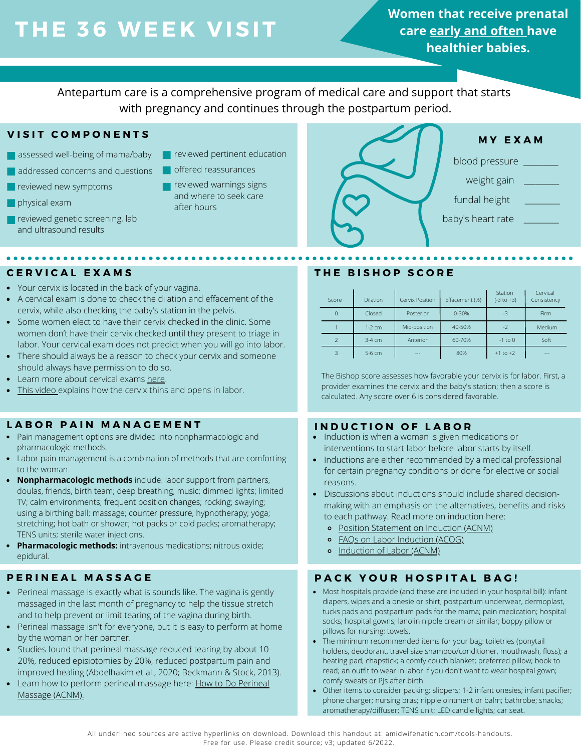# THE 36 WEEK VISIT

**Women that receive prenatal care early and often have healthier babies.**

Antepartum care is a comprehensive program of medical care and support that starts with pregnancy and continues through the postpartum period.

## VISIT COMPONENTS

- assessed well-being of mama/baby
- addressed concerns and questions
- reviewed new symptoms
- physical exam
- reviewed genetic screening, lab and ultrasound results
- reviewed pertinent education
- offered reassurances
- reviewed warnings signs and where to seek care after hours

## MY EXAM

blood pressure _______

weight gain _______

fundal height _______

baby's heart rate _______

## CERVICAL EXAMS

- Your cervix is located in the back of your vagina.
- A cervical exam is done to check the dilation and effacement of the cervix, while also checking the baby's station in the pelvis.
- Some women elect to have their cervix checked in the clinic. Some women don't have their cervix checked until they present to triage in labor. Your cervical exam does not predict when you will go into labor.
- There should always be a reason to check your cervix and someone should always have permission to do so.
- Learn more about cervical exams here.
- This video explains how the cervix thins and opens in labor.

## THE BISHOP SCORE

| Score | Dilation | Cervix Position | Effacement (%) | Station (-3 to +3) | Cervical Consistency |
|---|---|---|---|---|---|
| 0 | Closed | Posterior | 0-30% | -3 | Firm |
| 1 | 1-2 cm | Mid-position | 40-50% | -2 | Medium |
| 2 | 3-4 cm | Anterior | 60-70% | -1 to 0 | Soft |
| 3 | 5-6 cm | --- | 80% | +1 to +2 | --- |

The Bishop score assesses how favorable your cervix is for labor. First, a provider examines the cervix and the baby's station; then a score is calculated. Any score over 6 is considered favorable.

## LABOR PAIN MANAGEMENT

- Pain management options are divided into nonpharmacologic and pharmacologic methods.
- Labor pain management is a combination of methods that are comforting to the woman.
- **Nonpharmacologic methods** include: labor support from partners, doulas, friends, birth team; deep breathing; music; dimmed lights; limited TV; calm environments; frequent position changes; rocking; swaying; using a birthing ball; massage; counter pressure, hypnotherapy; yoga; stretching; hot bath or shower; hot packs or cold packs; aromatherapy; TENS units; sterile water injections.
- **Pharmacologic methods:** intravenous medications; nitrous oxide; epidural.

## INDUCTION OF LABOR

- Induction is when a woman is given medications or interventions to start labor before labor starts by itself.
- Inductions are either recommended by a medical professional for certain pregnancy conditions or done for elective or social reasons.
- Discussions about inductions should include shared decision-making with an emphasis on the alternatives, benefits and risks to each pathway. Read more on induction here:
  - Position Statement on Induction (ACNM)
  - FAQs on Labor Induction (ACOG)
  - Induction of Labor (ACNM)

## PERINEAL MASSAGE

- Perineal massage is exactly what is sounds like. The vagina is gently massaged in the last month of pregnancy to help the tissue stretch and to help prevent or limit tearing of the vagina during birth.
- Perineal massage isn't for everyone, but it is easy to perform at home by the woman or her partner.
- Studies found that perineal massage reduced tearing by about 10-20%, reduced episiotomies by 20%, reduced postpartum pain and improved healing (Abdelhakim et al., 2020; Beckmann & Stock, 2013).
- Learn how to perform perineal massage here: How to Do Perineal Massage (ACNM).

## PACK YOUR HOSPITAL BAG!

- Most hospitals provide (and these are included in your hospital bill): infant diapers, wipes and a onesie or shirt; postpartum underwear, dermoplast, tucks pads and postpartum pads for the mama; pain medication; hospital socks; hospital gowns; lanolin nipple cream or similar; boppy pillow or pillows for nursing; towels.
- The minimum recommended items for your bag: toiletries (ponytail holders, deodorant, travel size shampoo/conditioner, mouthwash, floss); a heating pad; chapstick; a comfy couch blanket; preferred pillow; book to read; an outfit to wear in labor if you don't want to wear hospital gown; comfy sweats or PJs after birth.
- Other items to consider packing: slippers; 1-2 infant onesies; infant pacifier; phone charger; nursing bras; nipple ointment or balm; bathrobe; snacks; aromatherapy/diffuser; TENS unit; LED candle lights; car seat.

All underlined sources are active hyperlinks on download. Download this handout at: amidwifenation.com/tools-handouts. Free for use. Please credit source; v3; updated 6/2022.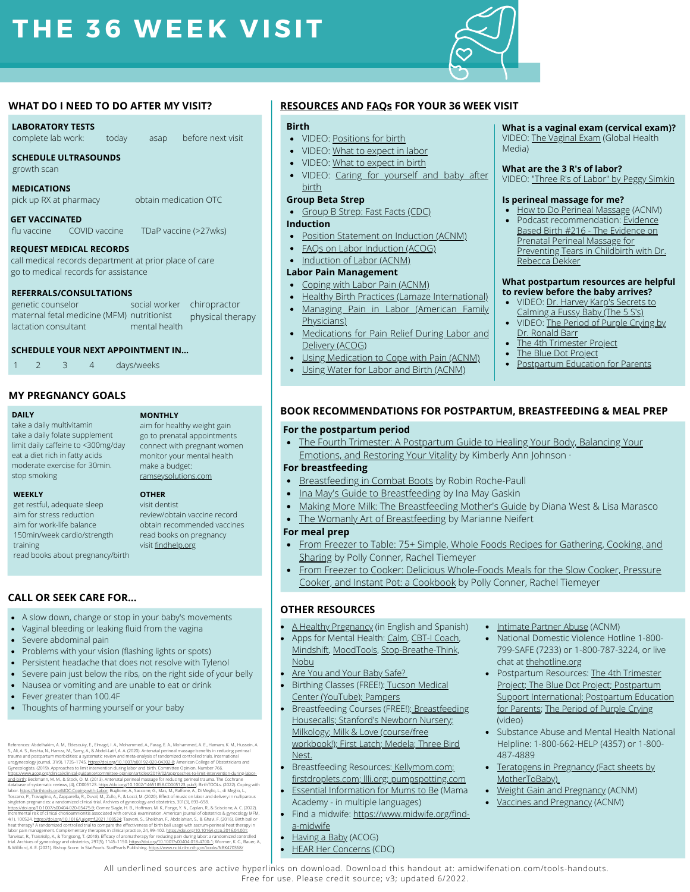# THE 36 WEEK VISIT

## WHAT DO I NEED TO DO AFTER MY VISIT?

**LABORATORY TESTS**

complete lab work: today asap before next visit

**SCHEDULE ULTRASOUNDS**

growth scan

**MEDICATIONS**

pick up RX at pharmacy obtain medication OTC

**GET VACCINATED**

flu vaccine COVID vaccine TDaP vaccine (>27wks)

**REQUEST MEDICAL RECORDS**

call medical records department at prior place of care

go to medical records for assistance

**REFERRALS/CONSULTATIONS**

genetic counselor social worker chiropractor

maternal fetal medicine (MFM) nutritionist physical therapy

lactation consultant mental health

**SCHEDULE YOUR NEXT APPOINTMENT IN...**

1 2 3 4 days/weeks

## MY PREGNANCY GOALS

**DAILY**

take a daily multivitamin

take a daily folate supplement

limit daily caffeine to <300mg/day

eat a diet rich in fatty acids

moderate exercise for 30min.

stop smoking

**MONTHLY**

aim for healthy weight gain

go to prenatal appointments

connect with pregnant women

monitor your mental health

make a budget: ramseysolutions.com

**WEEKLY**

get restful, adequate sleep

aim for stress reduction

aim for work-life balance

150min/week cardio/strength training

read books about pregnancy/birth

**OTHER**

visit dentist

review/obtain vaccine record

obtain recommended vaccines

read books on pregnancy

visit findhelp.org

## CALL OR SEEK CARE FOR...

- A slow down, change or stop in your baby's movements
- Vaginal bleeding or leaking fluid from the vagina
- Severe abdominal pain
- Problems with your vision (flashing lights or spots)
- Persistent headache that does not resolve with Tylenol
- Severe pain just below the ribs, on the right side of your belly
- Nausea or vomiting and are unable to eat or drink
- Fever greater than 100.4F
- Thoughts of harming yourself or your baby

References: Abdelhakim, A. M., Eldesouky, E., Elmagd, I. A., Mohammed, A., Farag, E. A., Mohammed, A. E., Hamam, K. M., Hussein, A. S., Ali, A. S., Keshta, N., Hamza, M., Samy, A., & Abdel-Latif, A. A. (2020). Antenatal perineal massage benefits in reducing perineal trauma and postpartum morbidities: a systematic review and meta-analysis of randomized controlled trials. International urogynecology journal, 31(9), 1735–1745. https://doi.org/10.1007/s00192-020-04302-8; American College of Obstetricians and Gynecologists. (2019). Approaches to limit intervention during labor and birth. Committee Opinion, Number 766. https://www.acog.org/clinical/clinical-guidance/committee-opinion/articles/2019/02/approaches-to-limit-intervention-during-labor-and-birth; Beckmann, M. M., & Stock, O. M. (2013). Antenatal perineal massage for reducing perineal trauma. The Cochrane database of systematic reviews, (4), CD005123. https://doi.org/10.1002/14651858.CD005123.pub3; BirthTOOLs. (2022). Coping with labor. https://birthtools.org/MOC-Coping-with-Labor; Buglione, A., Saccone, G., Mas, M., Raffone, A., Di Meglio, L., di Meglio, L., Toscano, P., Travaglino, A., Zapparella, R., Duval, M., Zullo, F., & Locci, M. (2020). Effect of music on labor and delivery in nulliparous singleton pregnancies: a randomized clinical trial. Archives of gynecology and obstetrics, 301(3), 693–698. https://doi.org/10.1007/s00404-020-05475-9; Gomez Slagle, H. B., Hoffman, M. K., Fonge, Y. N., Caplan, R., & Sciscione, A. C. (2022). Incremental risk of clinical chorioamnionitis associated with cervical examination. American journal of obstetrics & gynecology MFM, 4(1), 100524. https://doi.org/10.1016/j.ajogmf.2021.100524; Taavoni, S., Sheikhan, F., Abdolahian, S., & Ghavi, F. (2016). Birth ball or heat therapy? A randomized controlled trial to compare the effectiveness of birth ball usage with sacrum-perineal heat therapy in labor pain management. Complementary therapies in clinical practice, 24, 99–102. https://doi.org/10.1016/j.ctcp.2016.04.001; Tanvisut, R., Traisrisilp, K., & Tongsong, T. (2018). Efficacy of aromatherapy for reducing pain during labor: a randomized controlled trial. Archives of gynecology and obstetrics, 297(5), 1145–1150. https://doi.org/10.1007/s00404-018-4700-1; Wormer, K. C., Bauer, A., & Williford, A. E. (2021). Bishop Score. In StatPearls. StatPearls Publishing. https://www.ncbi.nlm.nih.gov/books/NBK470368/

## RESOURCES AND FAQs FOR YOUR 36 WEEK VISIT

**Birth**

- VIDEO: Positions for birth
- VIDEO: What to expect in labor
- VIDEO: What to expect in birth
- VIDEO: Caring for yourself and baby after birth

**Group Beta Strep**

- Group B Strep: Fast Facts (CDC)

**Induction**

- Position Statement on Induction (ACNM)
- FAQs on Labor Induction (ACOG)
- Induction of Labor (ACNM)

**Labor Pain Management**

- Coping with Labor Pain (ACNM)
- Healthy Birth Practices (Lamaze International)
- Managing Pain in Labor (American Family Physicians)
- Medications for Pain Relief During Labor and Delivery (ACOG)
- Using Medication to Cope with Pain (ACNM)
- Using Water for Labor and Birth (ACNM)

**What is a vaginal exam (cervical exam)?**

VIDEO: The Vaginal Exam (Global Health Media)

**What are the 3 R's of labor?**

VIDEO: "Three R's of Labor" by Peggy Simkin

**Is perineal massage for me?**

- How to Do Perineal Massage (ACNM)
- Podcast recommendation: Evidence Based Birth #216 - The Evidence on Prenatal Perineal Massage for Preventing Tears in Childbirth with Dr. Rebecca Dekker

**What postpartum resources are helpful to review before the baby arrives?**

- VIDEO: Dr. Harvey Karp's Secrets to Calming a Fussy Baby (The 5 S's)
- VIDEO: The Period of Purple Crying by Dr. Ronald Barr
- The 4th Trimester Project
- The Blue Dot Project
- Postpartum Education for Parents

## BOOK RECOMMENDATIONS FOR POSTPARTUM, BREASTFEEDING & MEAL PREP

**For the postpartum period**

- The Fourth Trimester: A Postpartum Guide to Healing Your Body, Balancing Your Emotions, and Restoring Your Vitality by Kimberly Ann Johnson ·

**For breastfeeding**

- Breastfeeding in Combat Boots by Robin Roche-Paull
- Ina May's Guide to Breastfeeding by Ina May Gaskin
- Making More Milk: The Breastfeeding Mother's Guide by Diana West & Lisa Marasco
- The Womanly Art of Breastfeeding by Marianne Neifert

**For meal prep**

- From Freezer to Table: 75+ Simple, Whole Foods Recipes for Gathering, Cooking, and Sharing by Polly Conner, Rachel Tiemeyer
- From Freezer to Cooker: Delicious Whole-Foods Meals for the Slow Cooker, Pressure Cooker, and Instant Pot: a Cookbook by Polly Conner, Rachel Tiemeyer

## OTHER RESOURCES

- A Healthy Pregnancy (in English and Spanish)
- Apps for Mental Health: Calm, CBT-I Coach, Mindshift, MoodTools, Stop-Breathe-Think, Nobu
- Are You and Your Baby Safe?
- Birthing Classes (FREE!): Tucson Medical Center (YouTube); Pampers
- Breastfeeding Courses (FREE!): Breastfeeding Housecalls; Stanford's Newborn Nursery; Milkology; Milk & Love (course/free workbook!); First Latch; Medela; Three Bird Nest.
- Breastfeeding Resources: Kellymom.com; firstdroplets.com; llli.org; pumpspotting.com
- Essential Information for Mums to Be (Mama Academy - in multiple languages)
- Find a midwife: https://www.midwife.org/find-a-midwife
- Having a Baby (ACOG)
- HEAR Her Concerns (CDC)
- Intimate Partner Abuse (ACNM)
- National Domestic Violence Hotline 1-800-799-SAFE (7233) or 1-800-787-3224, or live chat at thehotline.org
- Postpartum Resources: The 4th Trimester Project; The Blue Dot Project; Postpartum Support International; Postpartum Education for Parents; The Period of Purple Crying (video)
- Substance Abuse and Mental Health National Helpline: 1-800-662-HELP (4357) or 1-800-487-4889
- Teratogens in Pregnancy (Fact sheets by MotherToBaby)
- Weight Gain and Pregnancy (ACNM)
- Vaccines and Pregnancy (ACNM)

All underlined sources are active hyperlinks on download. Download this handout at: amidwifenation.com/tools-handouts. Free for use. Please credit source; v3; updated 6/2022.